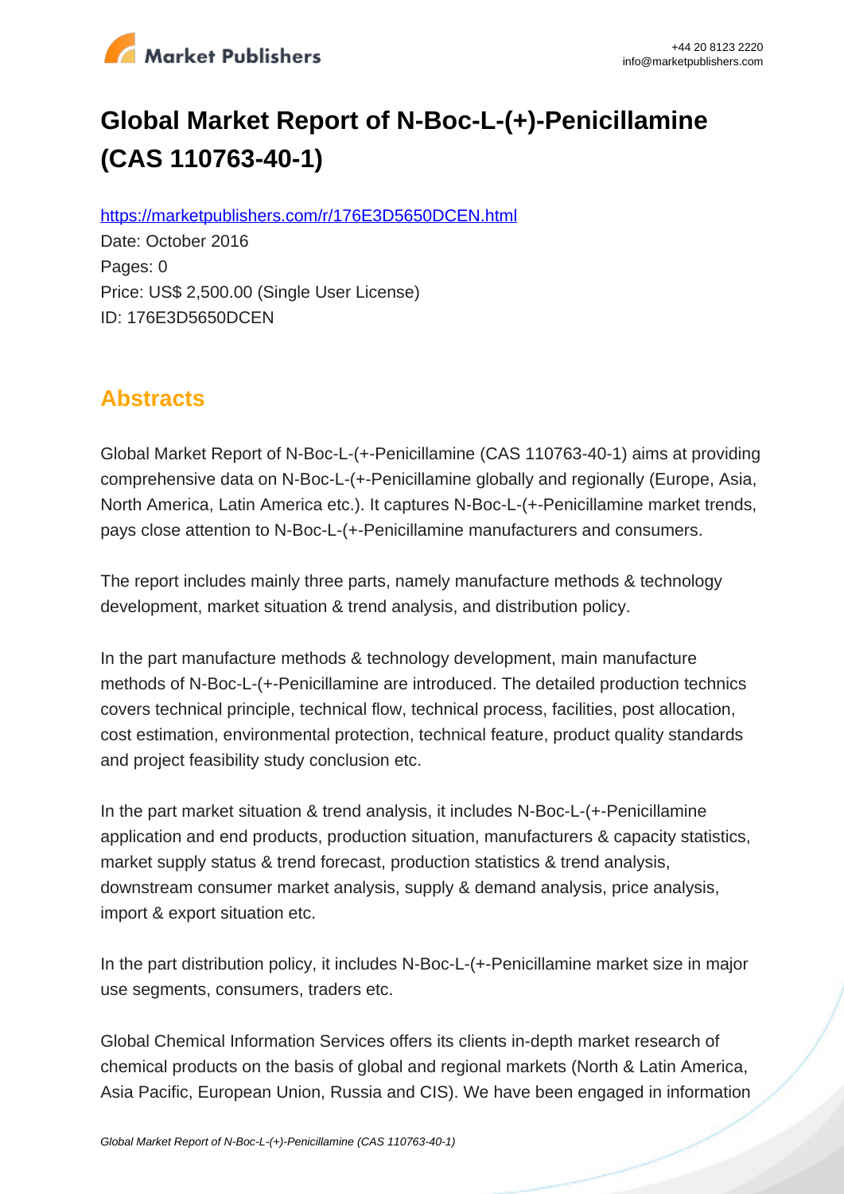# Global Market Report of N-Boc-L-(+)-Penicillamine (CAS 110763-40-1)

https://marketpublishers.com/r/176E3D5650DCEN.html

Date: October 2016

Pages: 0

Price: US$ 2,500.00 (Single User License)

ID: 176E3D5650DCEN

## Abstracts

Global Market Report of N-Boc-L-(+-Penicillamine (CAS 110763-40-1) aims at providing comprehensive data on N-Boc-L-(+-Penicillamine globally and regionally (Europe, Asia, North America, Latin America etc.). It captures N-Boc-L-(+-Penicillamine market trends, pays close attention to N-Boc-L-(+-Penicillamine manufacturers and consumers.

The report includes mainly three parts, namely manufacture methods & technology development, market situation & trend analysis, and distribution policy.

In the part manufacture methods & technology development, main manufacture methods of N-Boc-L-(+-Penicillamine are introduced. The detailed production technics covers technical principle, technical flow, technical process, facilities, post allocation, cost estimation, environmental protection, technical feature, product quality standards and project feasibility study conclusion etc.

In the part market situation & trend analysis, it includes N-Boc-L-(+-Penicillamine application and end products, production situation, manufacturers & capacity statistics, market supply status & trend forecast, production statistics & trend analysis, downstream consumer market analysis, supply & demand analysis, price analysis, import & export situation etc.

In the part distribution policy, it includes N-Boc-L-(+-Penicillamine market size in major use segments, consumers, traders etc.

Global Chemical Information Services offers its clients in-depth market research of chemical products on the basis of global and regional markets (North & Latin America, Asia Pacific, European Union, Russia and CIS). We have been engaged in information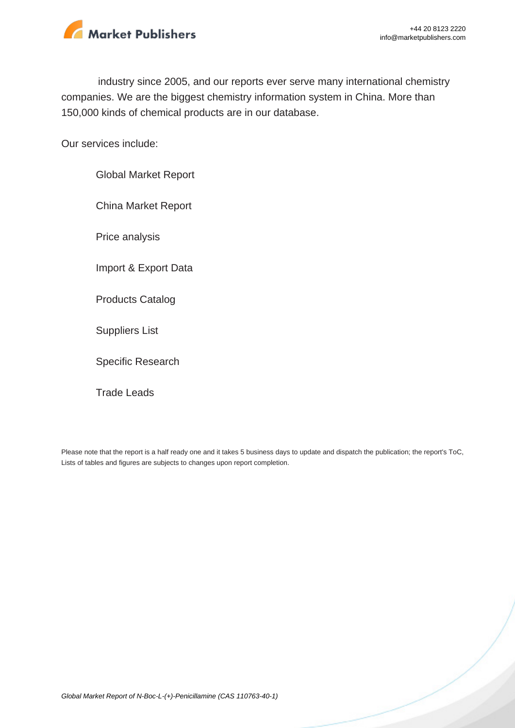industry since 2005, and our reports ever serve many international chemistry companies. We are the biggest chemistry information system in China. More than 150,000 kinds of chemical products are in our database.

Our services include:

- Global Market Report
- China Market Report
- Price analysis
- Import & Export Data
- Products Catalog
- Suppliers List
- Specific Research
- Trade Leads

Please note that the report is a half ready one and it takes 5 business days to update and dispatch the publication; the report's ToC, Lists of tables and figures are subjects to changes upon report completion.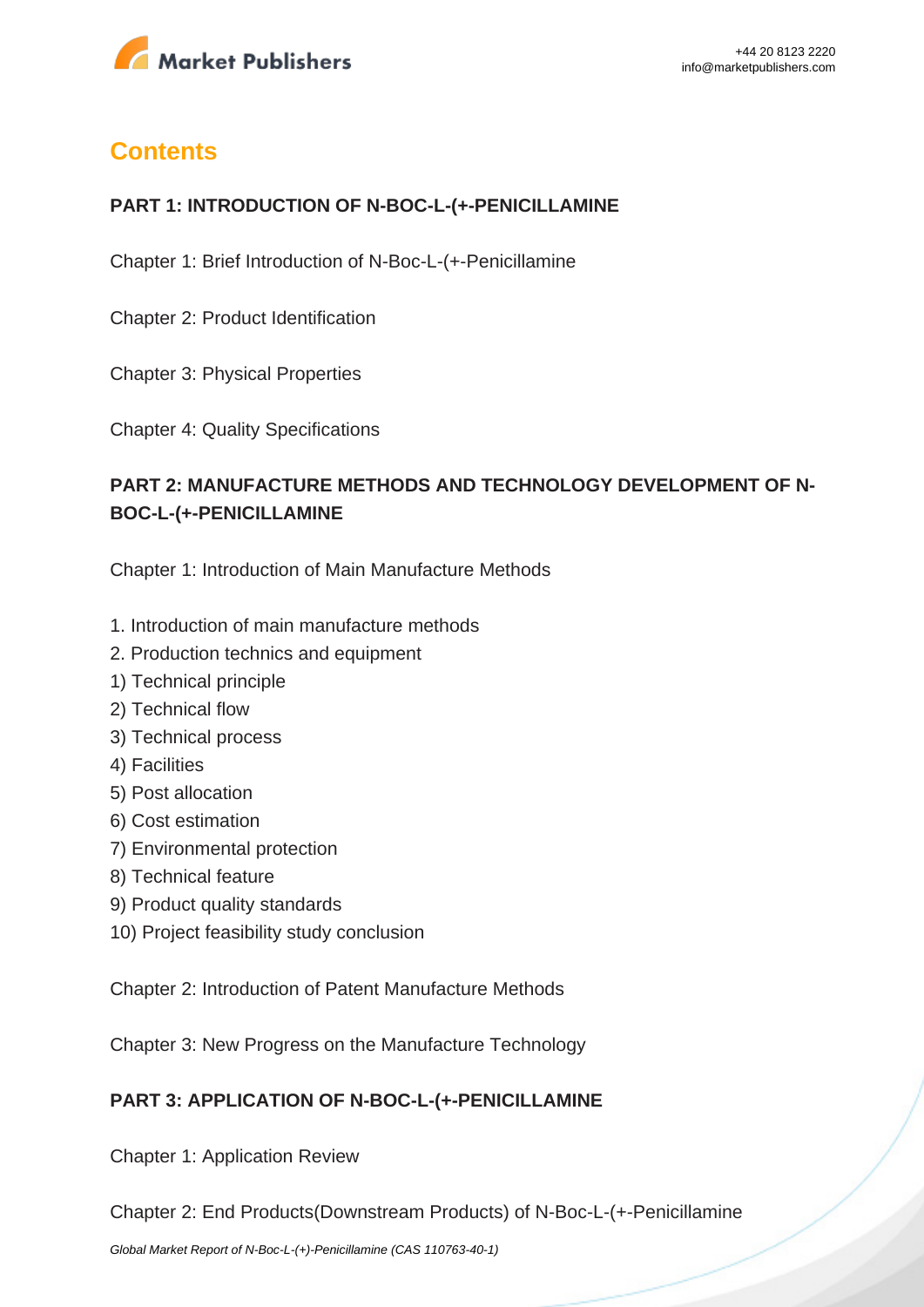# Contents

### PART 1: INTRODUCTION OF N-BOC-L-(+-PENICILLAMINE

Chapter 1: Brief Introduction of N-Boc-L-(+-Penicillamine

Chapter 2: Product Identification

Chapter 3: Physical Properties

Chapter 4: Quality Specifications

### PART 2: MANUFACTURE METHODS AND TECHNOLOGY DEVELOPMENT OF N-BOC-L-(+-PENICILLAMINE

Chapter 1: Introduction of Main Manufacture Methods

1. Introduction of main manufacture methods
2. Production technics and equipment
1) Technical principle
2) Technical flow
3) Technical process
4) Facilities
5) Post allocation
6) Cost estimation
7) Environmental protection
8) Technical feature
9) Product quality standards
10) Project feasibility study conclusion

Chapter 2: Introduction of Patent Manufacture Methods

Chapter 3: New Progress on the Manufacture Technology

### PART 3: APPLICATION OF N-BOC-L-(+-PENICILLAMINE

Chapter 1: Application Review

Chapter 2: End Products(Downstream Products) of N-Boc-L-(+-Penicillamine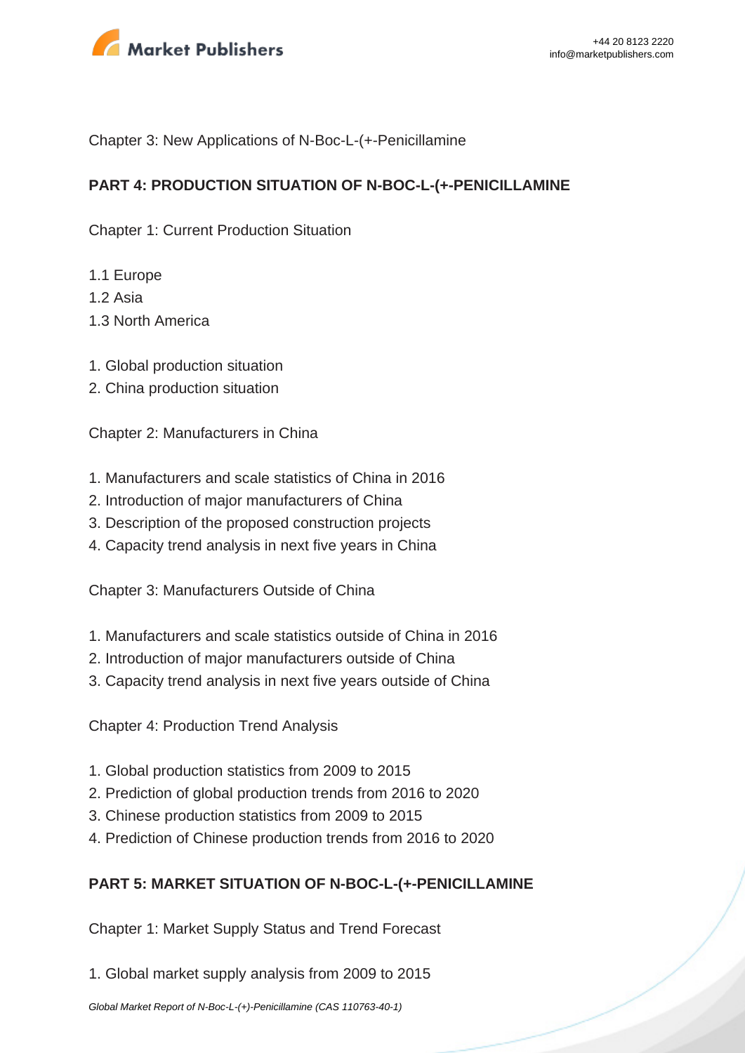Chapter 3: New Applications of N-Boc-L-(+-Penicillamine

**PART 4: PRODUCTION SITUATION OF N-BOC-L-(+-PENICILLAMINE**

Chapter 1: Current Production Situation

1.1 Europe
1.2 Asia
1.3 North America

1. Global production situation
2. China production situation

Chapter 2: Manufacturers in China

1. Manufacturers and scale statistics of China in 2016
2. Introduction of major manufacturers of China
3. Description of the proposed construction projects
4. Capacity trend analysis in next five years in China

Chapter 3: Manufacturers Outside of China

1. Manufacturers and scale statistics outside of China in 2016
2. Introduction of major manufacturers outside of China
3. Capacity trend analysis in next five years outside of China

Chapter 4: Production Trend Analysis

1. Global production statistics from 2009 to 2015
2. Prediction of global production trends from 2016 to 2020
3. Chinese production statistics from 2009 to 2015
4. Prediction of Chinese production trends from 2016 to 2020

**PART 5: MARKET SITUATION OF N-BOC-L-(+-PENICILLAMINE**

Chapter 1: Market Supply Status and Trend Forecast

1. Global market supply analysis from 2009 to 2015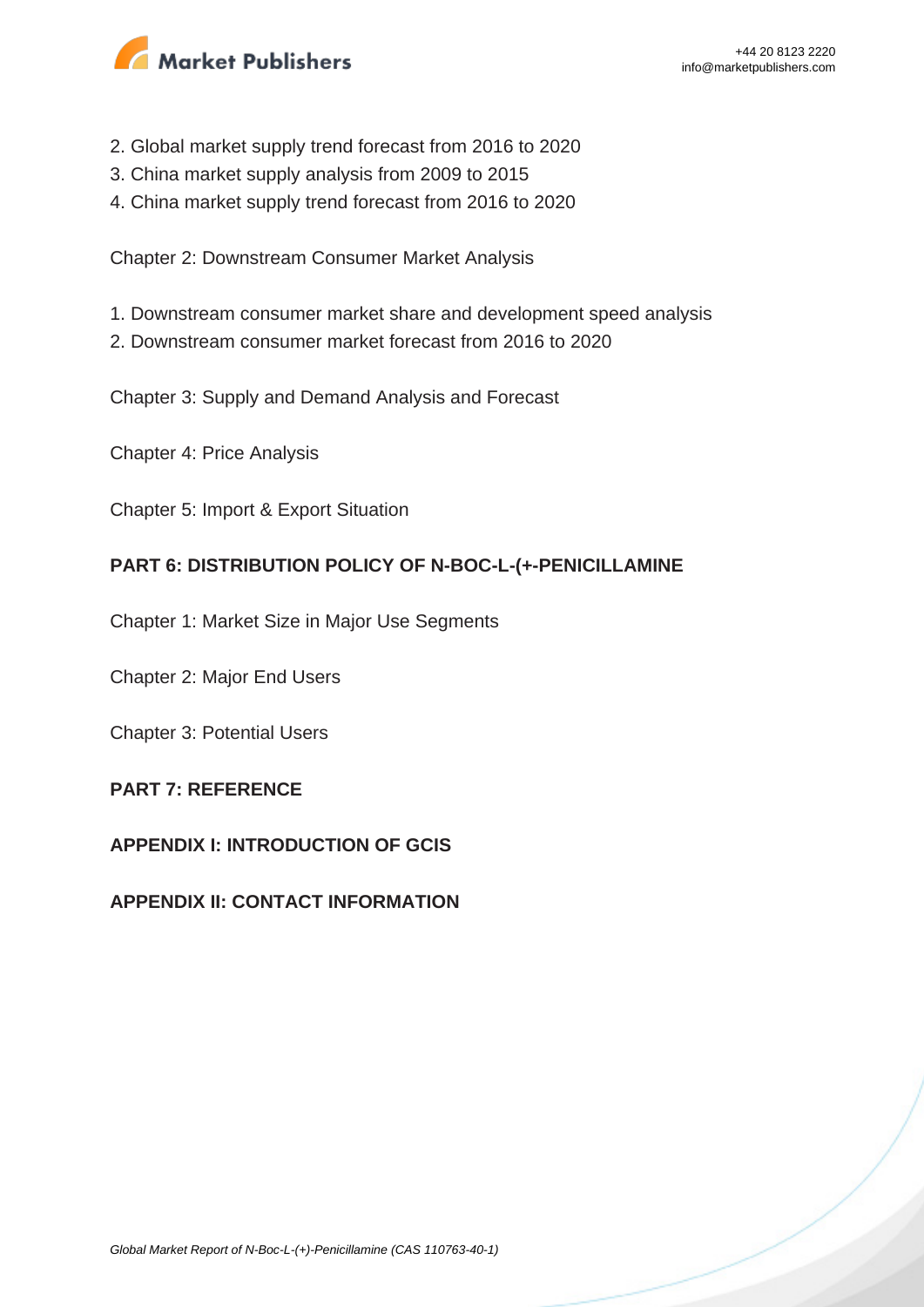2. Global market supply trend forecast from 2016 to 2020
3. China market supply analysis from 2009 to 2015
4. China market supply trend forecast from 2016 to 2020

Chapter 2: Downstream Consumer Market Analysis

1. Downstream consumer market share and development speed analysis
2. Downstream consumer market forecast from 2016 to 2020

Chapter 3: Supply and Demand Analysis and Forecast

Chapter 4: Price Analysis

Chapter 5: Import & Export Situation

**PART 6: DISTRIBUTION POLICY OF N-BOC-L-(+-PENICILLAMINE**

Chapter 1: Market Size in Major Use Segments

Chapter 2: Major End Users

Chapter 3: Potential Users

**PART 7: REFERENCE**

**APPENDIX I: INTRODUCTION OF GCIS**

**APPENDIX II: CONTACT INFORMATION**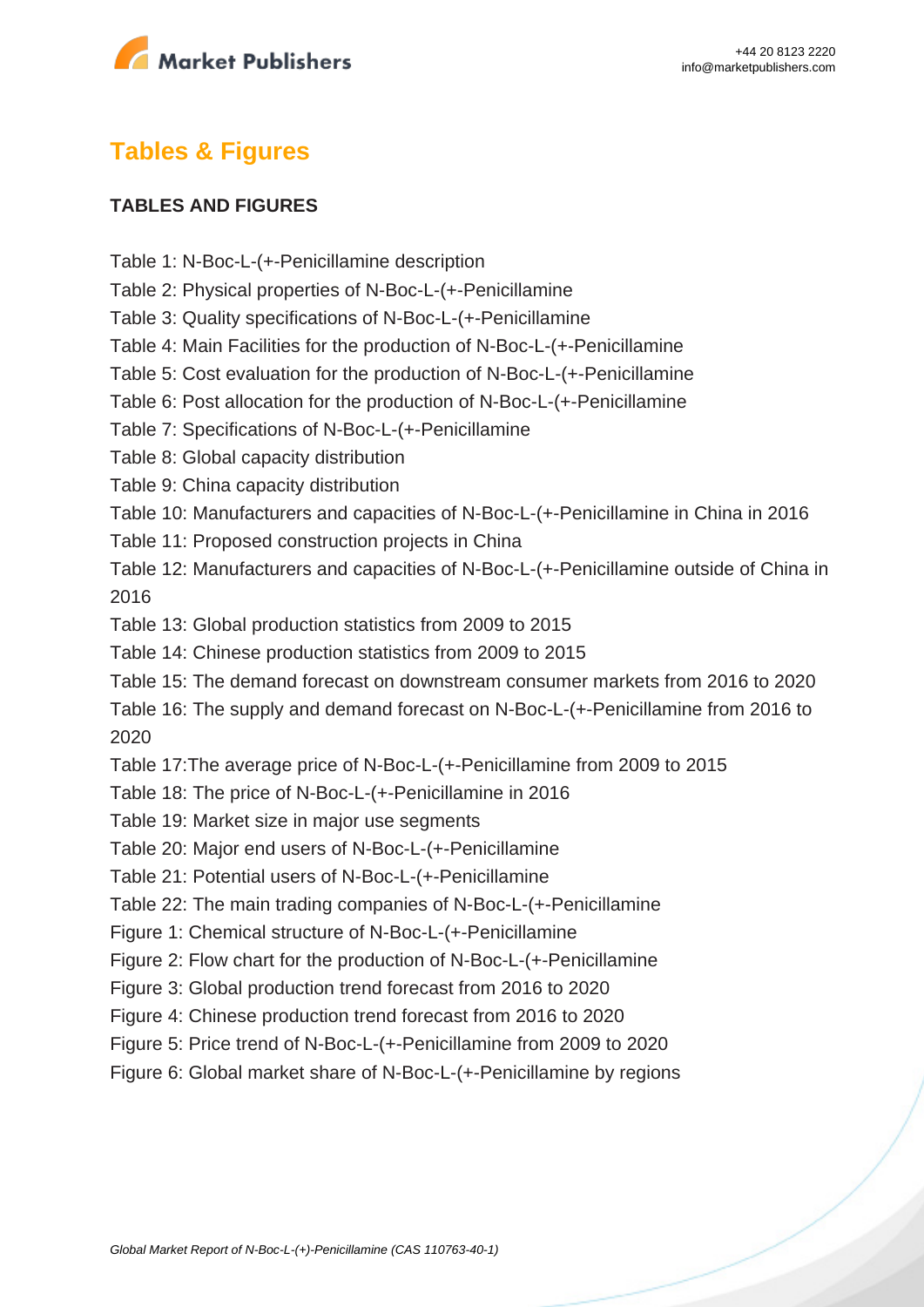## Tables & Figures

### TABLES AND FIGURES

Table 1: N-Boc-L-(+-Penicillamine description
Table 2: Physical properties of N-Boc-L-(+-Penicillamine
Table 3: Quality specifications of N-Boc-L-(+-Penicillamine
Table 4: Main Facilities for the production of N-Boc-L-(+-Penicillamine
Table 5: Cost evaluation for the production of N-Boc-L-(+-Penicillamine
Table 6: Post allocation for the production of N-Boc-L-(+-Penicillamine
Table 7: Specifications of N-Boc-L-(+-Penicillamine
Table 8: Global capacity distribution
Table 9: China capacity distribution
Table 10: Manufacturers and capacities of N-Boc-L-(+-Penicillamine in China in 2016
Table 11: Proposed construction projects in China
Table 12: Manufacturers and capacities of N-Boc-L-(+-Penicillamine outside of China in 2016
Table 13: Global production statistics from 2009 to 2015
Table 14: Chinese production statistics from 2009 to 2015
Table 15: The demand forecast on downstream consumer markets from 2016 to 2020
Table 16: The supply and demand forecast on N-Boc-L-(+-Penicillamine from 2016 to 2020
Table 17:The average price of N-Boc-L-(+-Penicillamine from 2009 to 2015
Table 18: The price of N-Boc-L-(+-Penicillamine in 2016
Table 19: Market size in major use segments
Table 20: Major end users of N-Boc-L-(+-Penicillamine
Table 21: Potential users of N-Boc-L-(+-Penicillamine
Table 22: The main trading companies of N-Boc-L-(+-Penicillamine
Figure 1: Chemical structure of N-Boc-L-(+-Penicillamine
Figure 2: Flow chart for the production of N-Boc-L-(+-Penicillamine
Figure 3: Global production trend forecast from 2016 to 2020
Figure 4: Chinese production trend forecast from 2016 to 2020
Figure 5: Price trend of N-Boc-L-(+-Penicillamine from 2009 to 2020
Figure 6: Global market share of N-Boc-L-(+-Penicillamine by regions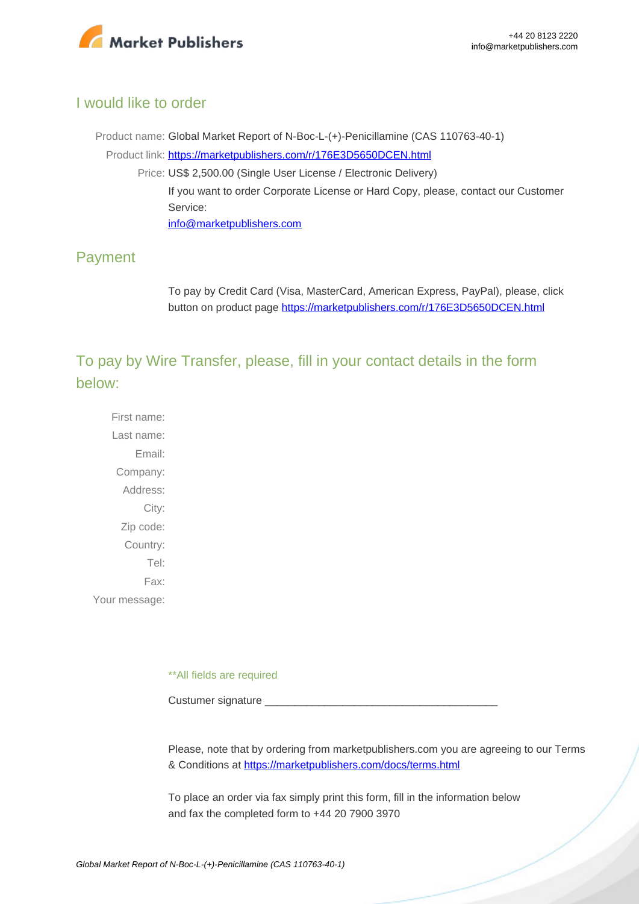## I would like to order

Product name: Global Market Report of N-Boc-L-(+)-Penicillamine (CAS 110763-40-1)

Product link: https://marketpublishers.com/r/176E3D5650DCEN.html

Price: US$ 2,500.00 (Single User License / Electronic Delivery)

If you want to order Corporate License or Hard Copy, please, contact our Customer Service:

info@marketpublishers.com

## Payment

To pay by Credit Card (Visa, MasterCard, American Express, PayPal), please, click button on product page https://marketpublishers.com/r/176E3D5650DCEN.html

## To pay by Wire Transfer, please, fill in your contact details in the form below:

First name:

Last name:

Email:

Company:

Address:

City:

Zip code:

Country:

Tel:

Fax:

Your message:

**All fields are required

Custumer signature _______________________________________

Please, note that by ordering from marketpublishers.com you are agreeing to our Terms & Conditions at https://marketpublishers.com/docs/terms.html

To place an order via fax simply print this form, fill in the information below and fax the completed form to +44 20 7900 3970